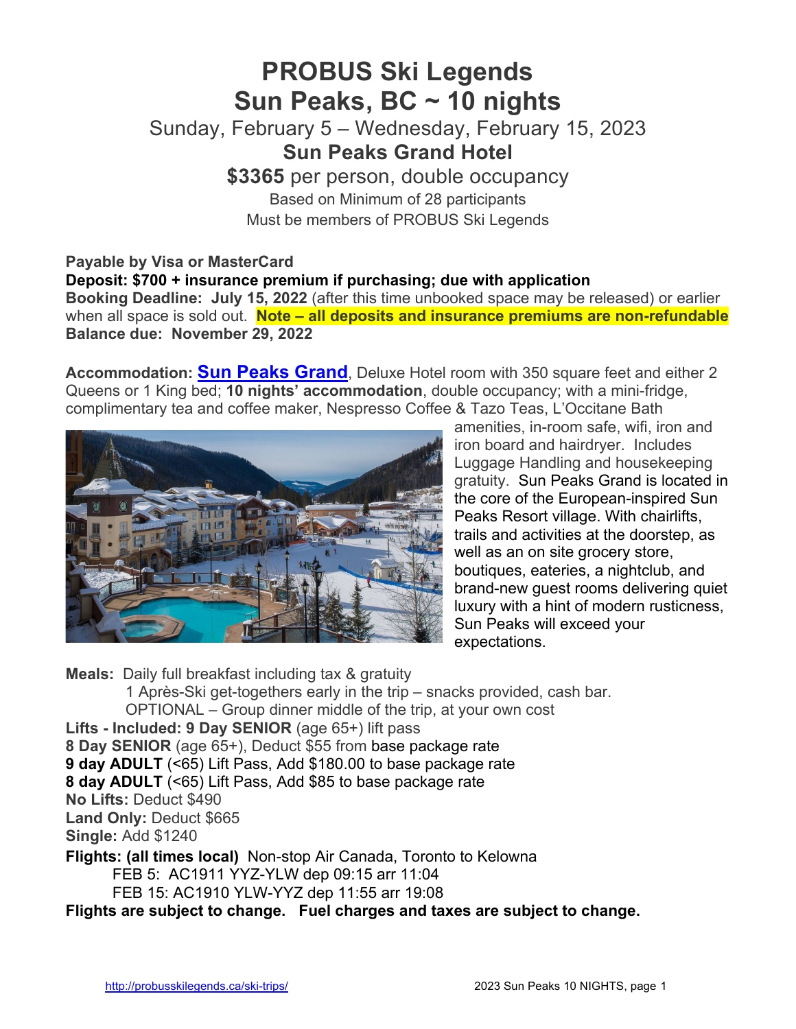# PROBUS Ski Legends
# Sun Peaks, BC ~ 10 nights

Sunday, February 5 – Wednesday, February 15, 2023

**Sun Peaks Grand Hotel**

**$3365** per person, double occupancy

Based on Minimum of 28 participants

Must be members of PROBUS Ski Legends

**Payable by Visa or MasterCard**

**Deposit: $700 + insurance premium if purchasing; due with application**

**Booking Deadline: July 15, 2022** (after this time unbooked space may be released) or earlier when all space is sold out. **Note – all deposits and insurance premiums are non-refundable**

**Balance due: November 29, 2022**

**Accommodation: Sun Peaks Grand**, Deluxe Hotel room with 350 square feet and either 2 Queens or 1 King bed; **10 nights' accommodation**, double occupancy; with a mini-fridge, complimentary tea and coffee maker, Nespresso Coffee & Tazo Teas, L'Occitane Bath amenities, in-room safe, wifi, iron and iron board and hairdryer. Includes Luggage Handling and housekeeping gratuity. Sun Peaks Grand is located in the core of the European-inspired Sun Peaks Resort village. With chairlifts, trails and activities at the doorstep, as well as an on site grocery store, boutiques, eateries, a nightclub, and brand-new guest rooms delivering quiet luxury with a hint of modern rusticness, Sun Peaks will exceed your expectations.

**Meals:** Daily full breakfast including tax & gratuity

1 Après-Ski get-togethers early in the trip – snacks provided, cash bar.

OPTIONAL – Group dinner middle of the trip, at your own cost

**Lifts - Included: 9 Day SENIOR** (age 65+) lift pass

**8 Day SENIOR** (age 65+), Deduct $55 from base package rate

**9 day ADULT** (<65) Lift Pass, Add $180.00 to base package rate

**8 day ADULT** (<65) Lift Pass, Add $85 to base package rate

**No Lifts:** Deduct $490

**Land Only:** Deduct $665

**Single:** Add $1240

**Flights: (all times local)** Non-stop Air Canada, Toronto to Kelowna

FEB 5: AC1911 YYZ-YLW dep 09:15 arr 11:04

FEB 15: AC1910 YLW-YYZ dep 11:55 arr 19:08

**Flights are subject to change. Fuel charges and taxes are subject to change.**

http://probusskilegends.ca/ski-trips/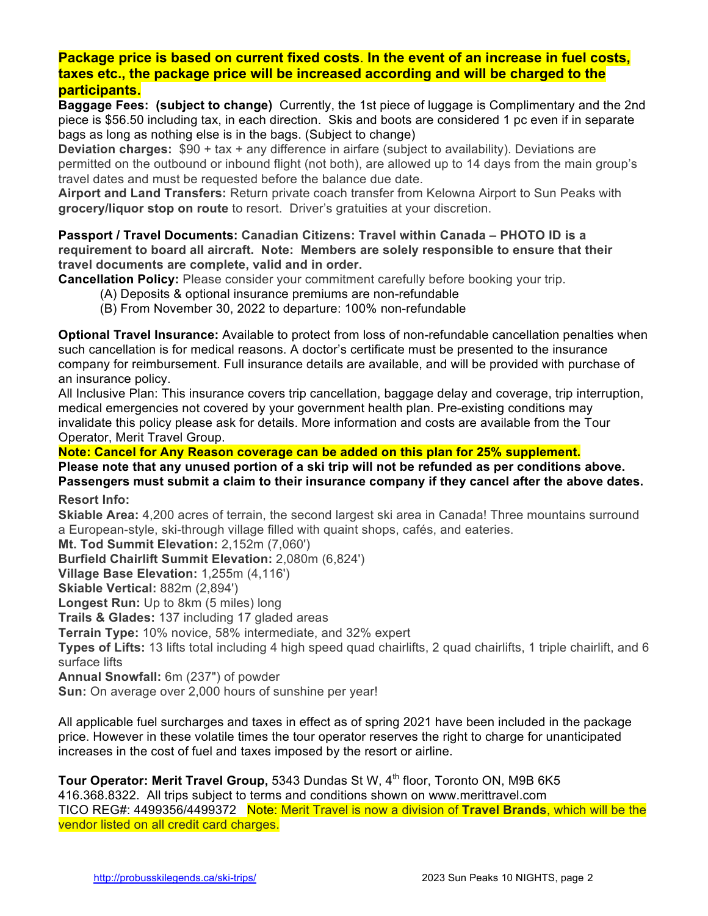**Package price is based on current fixed costs. In the event of an increase in fuel costs, taxes etc., the package price will be increased according and will be charged to the participants.**

**Baggage Fees: (subject to change)** Currently, the 1st piece of luggage is Complimentary and the 2nd piece is $56.50 including tax, in each direction. Skis and boots are considered 1 pc even if in separate bags as long as nothing else is in the bags. (Subject to change)

**Deviation charges:** $90 + tax + any difference in airfare (subject to availability). Deviations are permitted on the outbound or inbound flight (not both), are allowed up to 14 days from the main group's travel dates and must be requested before the balance due date.

**Airport and Land Transfers:** Return private coach transfer from Kelowna Airport to Sun Peaks with **grocery/liquor stop on route** to resort. Driver's gratuities at your discretion.

**Passport / Travel Documents: Canadian Citizens: Travel within Canada – PHOTO ID is a requirement to board all aircraft. Note: Members are solely responsible to ensure that their travel documents are complete, valid and in order.**

**Cancellation Policy:** Please consider your commitment carefully before booking your trip.

- (A) Deposits & optional insurance premiums are non-refundable
- (B) From November 30, 2022 to departure: 100% non-refundable

**Optional Travel Insurance:** Available to protect from loss of non-refundable cancellation penalties when such cancellation is for medical reasons. A doctor's certificate must be presented to the insurance company for reimbursement. Full insurance details are available, and will be provided with purchase of an insurance policy.

All Inclusive Plan: This insurance covers trip cancellation, baggage delay and coverage, trip interruption, medical emergencies not covered by your government health plan. Pre-existing conditions may invalidate this policy please ask for details. More information and costs are available from the Tour Operator, Merit Travel Group.

**Note: Cancel for Any Reason coverage can be added on this plan for 25% supplement.**

**Please note that any unused portion of a ski trip will not be refunded as per conditions above. Passengers must submit a claim to their insurance company if they cancel after the above dates.**

**Resort Info:**

**Skiable Area:** 4,200 acres of terrain, the second largest ski area in Canada! Three mountains surround a European-style, ski-through village filled with quaint shops, cafés, and eateries.

**Mt. Tod Summit Elevation:** 2,152m (7,060')

**Burfield Chairlift Summit Elevation:** 2,080m (6,824')

**Village Base Elevation:** 1,255m (4,116')

**Skiable Vertical:** 882m (2,894')

**Longest Run:** Up to 8km (5 miles) long

**Trails & Glades:** 137 including 17 gladed areas

**Terrain Type:** 10% novice, 58% intermediate, and 32% expert

**Types of Lifts:** 13 lifts total including 4 high speed quad chairlifts, 2 quad chairlifts, 1 triple chairlift, and 6 surface lifts

**Annual Snowfall:** 6m (237") of powder

**Sun:** On average over 2,000 hours of sunshine per year!

All applicable fuel surcharges and taxes in effect as of spring 2021 have been included in the package price. However in these volatile times the tour operator reserves the right to charge for unanticipated increases in the cost of fuel and taxes imposed by the resort or airline.

**Tour Operator: Merit Travel Group,** 5343 Dundas St W, 4th floor, Toronto ON, M9B 6K5
416.368.8322. All trips subject to terms and conditions shown on www.merittravel.com
TICO REG#: 4499356/4499372 Note: Merit Travel is now a division of **Travel Brands**, which will be the vendor listed on all credit card charges.